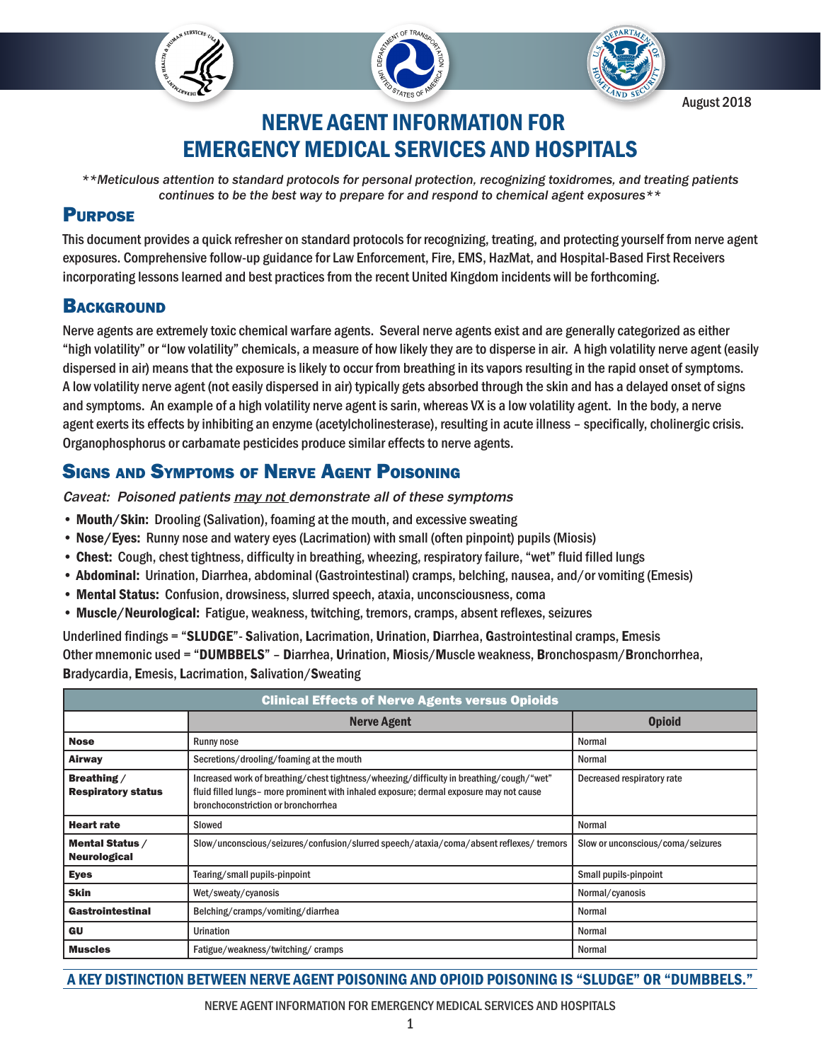August 2018

# NERVE AGENT INFORMATION FOR EMERGENCY MEDICAL SERVICES AND HOSPITALS

*\*\*Meticulous attention to standard protocols for personal protection, recognizing toxidromes, and treating patients continues to be the best way to prepare for and respond to chemical agent exposures\*\**

## Purpose

This document provides a quick refresher on standard protocols for recognizing, treating, and protecting yourself from nerve agent exposures. Comprehensive follow-up guidance for Law Enforcement, Fire, EMS, HazMat, and Hospital-Based First Receivers incorporating lessons learned and best practices from the recent United Kingdom incidents will be forthcoming.

## Background

Nerve agents are extremely toxic chemical warfare agents. Several nerve agents exist and are generally categorized as either "high volatility" or "low volatility" chemicals, a measure of how likely they are to disperse in air. A high volatility nerve agent (easily dispersed in air) means that the exposure is likely to occur from breathing in its vapors resulting in the rapid onset of symptoms. A low volatility nerve agent (not easily dispersed in air) typically gets absorbed through the skin and has a delayed onset of signs and symptoms. An example of a high volatility nerve agent is sarin, whereas VX is a low volatility agent. In the body, a nerve agent exerts its effects by inhibiting an enzyme (acetylcholinesterase), resulting in acute illness – specifically, cholinergic crisis. Organophosphorus or carbamate pesticides produce similar effects to nerve agents.

## Signs and Symptoms of Nerve Agent Poisoning

*Caveat: Poisoned patients may not demonstrate all of these symptoms*

- **Mouth/Skin:** Drooling (Salivation), foaming at the mouth, and excessive sweating
- **Nose/Eyes:** Runny nose and watery eyes (Lacrimation) with small (often pinpoint) pupils (Miosis)
- **Chest:** Cough, chest tightness, difficulty in breathing, wheezing, respiratory failure, "wet" fluid filled lungs
- **Abdominal:** Urination, Diarrhea, abdominal (Gastrointestinal) cramps, belching, nausea, and/or vomiting (Emesis)
- **Mental Status:** Confusion, drowsiness, slurred speech, ataxia, unconsciousness, coma
- **Muscle/Neurological:** Fatigue, weakness, twitching, tremors, cramps, absent reflexes, seizures

Underlined findings = "**SLUDGE**"- **S**alivation, **L**acrimation, **U**rination, **D**iarrhea, **G**astrointestinal cramps, **E**mesis
Other mnemonic used = "**DUMBBELS**" – **D**iarrhea, **U**rination, **M**iosis/**M**uscle weakness, **B**ronchospasm/**B**ronchorrhea, **B**radycardia, **E**mesis, **L**acrimation, **S**alivation/**S**weating

**Clinical Effects of Nerve Agents versus Opioids**

| | Nerve Agent | Opioid |
|---|---|---|
| **Nose** | Runny nose | Normal |
| **Airway** | Secretions/drooling/foaming at the mouth | Normal |
| **Breathing / Respiratory status** | Increased work of breathing/chest tightness/wheezing/difficulty in breathing/cough/"wet" fluid filled lungs– more prominent with inhaled exposure; dermal exposure may not cause bronchoconstriction or bronchorrhea | Decreased respiratory rate |
| **Heart rate** | Slowed | Normal |
| **Mental Status / Neurological** | Slow/unconscious/seizures/confusion/slurred speech/ataxia/coma/absent reflexes/ tremors | Slow or unconscious/coma/seizures |
| **Eyes** | Tearing/small pupils-pinpoint | Small pupils-pinpoint |
| **Skin** | Wet/sweaty/cyanosis | Normal/cyanosis |
| **Gastrointestinal** | Belching/cramps/vomiting/diarrhea | Normal |
| **GU** | Urination | Normal |
| **Muscles** | Fatigue/weakness/twitching/ cramps | Normal |

**A KEY DISTINCTION BETWEEN NERVE AGENT POISONING AND OPIOID POISONING IS "SLUDGE" OR "DUMBBELS."**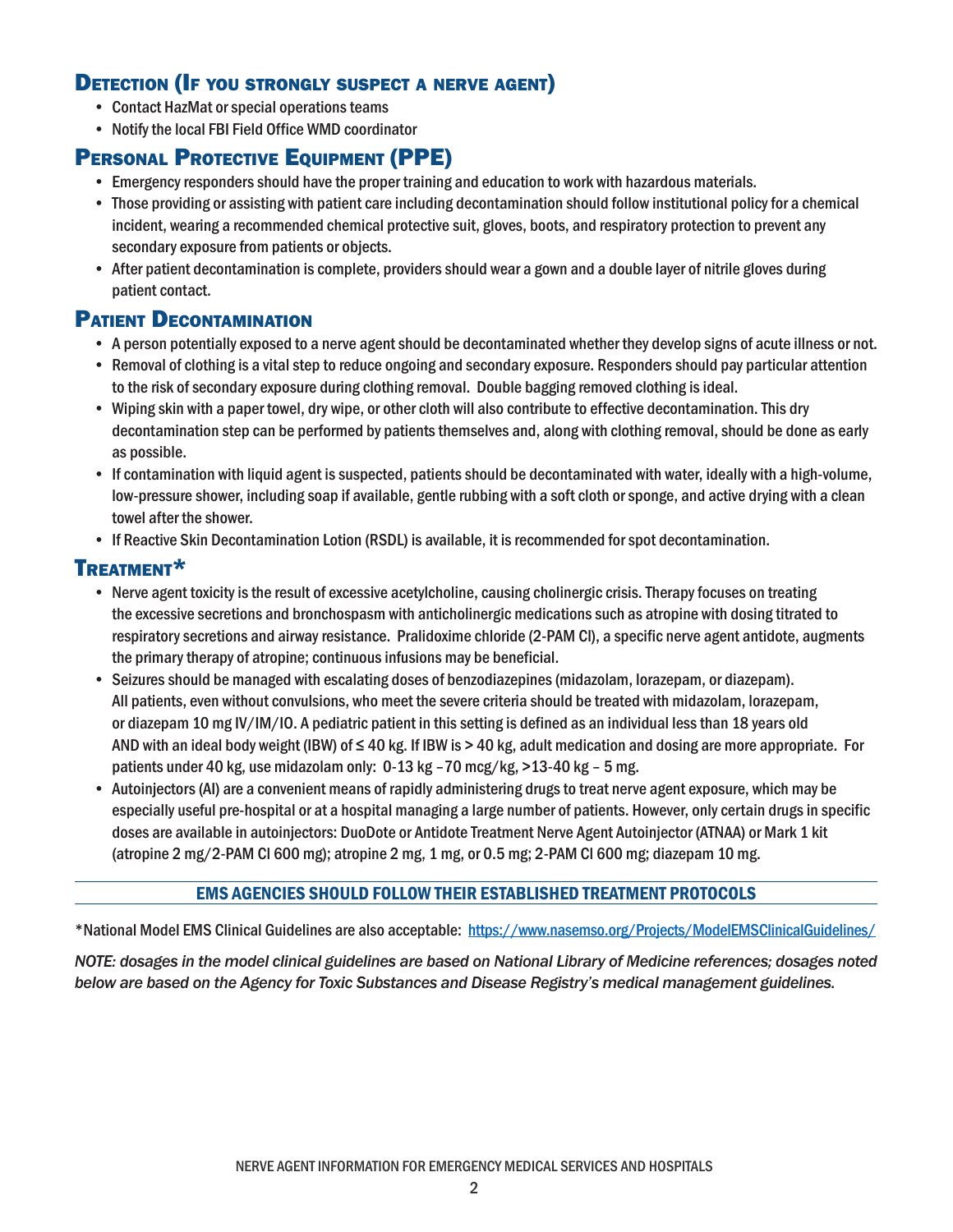## Detection (If you strongly suspect a nerve agent)

- Contact HazMat or special operations teams
- Notify the local FBI Field Office WMD coordinator

## Personal Protective Equipment (PPE)

- Emergency responders should have the proper training and education to work with hazardous materials.
- Those providing or assisting with patient care including decontamination should follow institutional policy for a chemical incident, wearing a recommended chemical protective suit, gloves, boots, and respiratory protection to prevent any secondary exposure from patients or objects.
- After patient decontamination is complete, providers should wear a gown and a double layer of nitrile gloves during patient contact.

## Patient Decontamination

- A person potentially exposed to a nerve agent should be decontaminated whether they develop signs of acute illness or not.
- Removal of clothing is a vital step to reduce ongoing and secondary exposure. Responders should pay particular attention to the risk of secondary exposure during clothing removal. Double bagging removed clothing is ideal.
- Wiping skin with a paper towel, dry wipe, or other cloth will also contribute to effective decontamination. This dry decontamination step can be performed by patients themselves and, along with clothing removal, should be done as early as possible.
- If contamination with liquid agent is suspected, patients should be decontaminated with water, ideally with a high-volume, low-pressure shower, including soap if available, gentle rubbing with a soft cloth or sponge, and active drying with a clean towel after the shower.
- If Reactive Skin Decontamination Lotion (RSDL) is available, it is recommended for spot decontamination.

## Treatment*

- Nerve agent toxicity is the result of excessive acetylcholine, causing cholinergic crisis. Therapy focuses on treating the excessive secretions and bronchospasm with anticholinergic medications such as atropine with dosing titrated to respiratory secretions and airway resistance. Pralidoxime chloride (2-PAM Cl), a specific nerve agent antidote, augments the primary therapy of atropine; continuous infusions may be beneficial.
- Seizures should be managed with escalating doses of benzodiazepines (midazolam, lorazepam, or diazepam). All patients, even without convulsions, who meet the severe criteria should be treated with midazolam, lorazepam, or diazepam 10 mg IV/IM/IO. A pediatric patient in this setting is defined as an individual less than 18 years old AND with an ideal body weight (IBW) of ≤ 40 kg. If IBW is > 40 kg, adult medication and dosing are more appropriate. For patients under 40 kg, use midazolam only: 0-13 kg –70 mcg/kg, >13-40 kg – 5 mg.
- Autoinjectors (AI) are a convenient means of rapidly administering drugs to treat nerve agent exposure, which may be especially useful pre-hospital or at a hospital managing a large number of patients. However, only certain drugs in specific doses are available in autoinjectors: DuoDote or Antidote Treatment Nerve Agent Autoinjector (ATNAA) or Mark 1 kit (atropine 2 mg/2-PAM Cl 600 mg); atropine 2 mg, 1 mg, or 0.5 mg; 2-PAM Cl 600 mg; diazepam 10 mg.

**EMS AGENCIES SHOULD FOLLOW THEIR ESTABLISHED TREATMENT PROTOCOLS**

*National Model EMS Clinical Guidelines are also acceptable: https://www.nasemso.org/Projects/ModelEMSClinicalGuidelines/

*NOTE: dosages in the model clinical guidelines are based on National Library of Medicine references; dosages noted below are based on the Agency for Toxic Substances and Disease Registry's medical management guidelines.*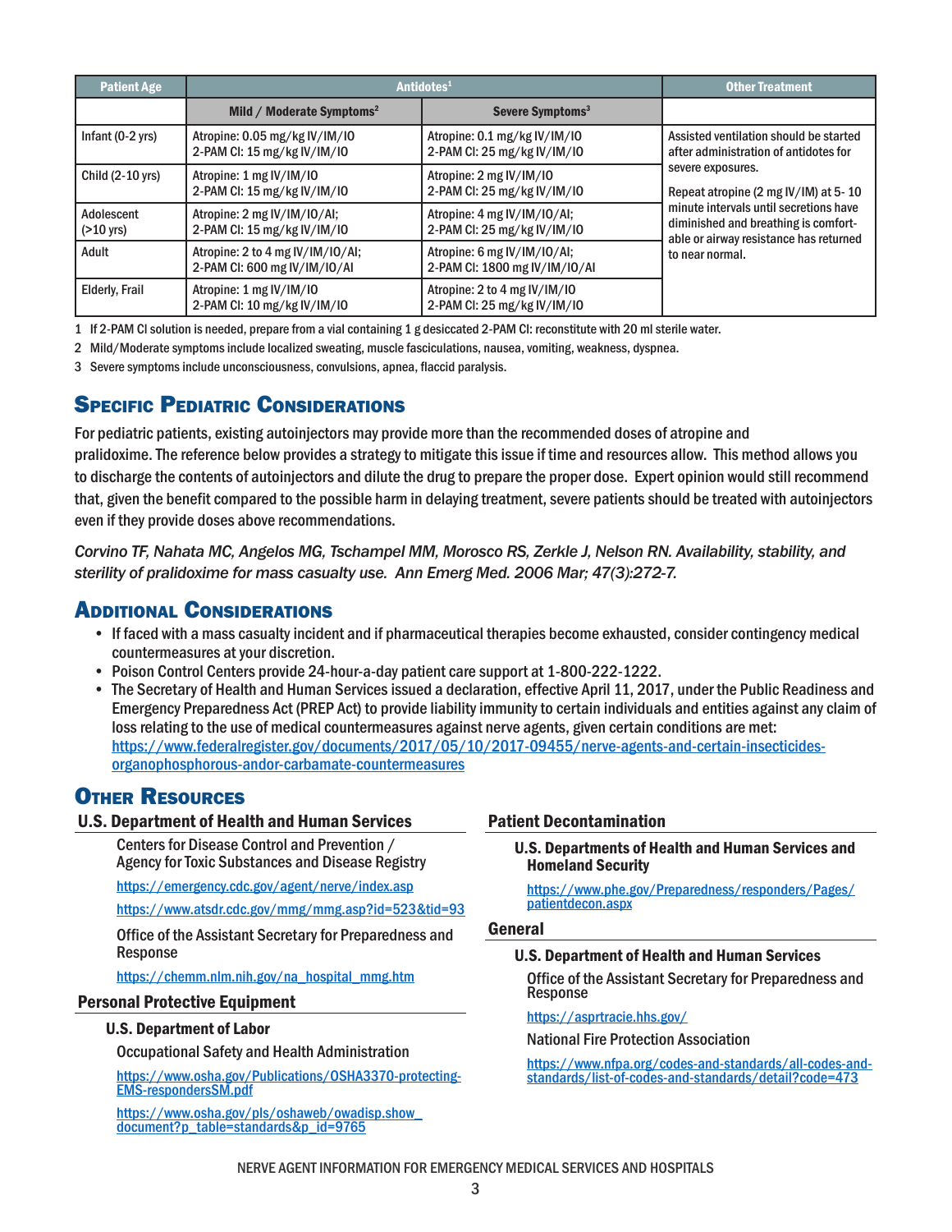| Patient Age | Antidotes[1] | | Other Treatment |
|---|---|---|---|
| | Mild / Moderate Symptoms[2] | Severe Symptoms[3] | |
| Infant (0-2 yrs) | Atropine: 0.05 mg/kg IV/IM/IO<br>2-PAM Cl: 15 mg/kg IV/IM/IO | Atropine: 0.1 mg/kg IV/IM/IO<br>2-PAM Cl: 25 mg/kg IV/IM/IO | Assisted ventilation should be started after administration of antidotes for severe exposures.<br>Repeat atropine (2 mg IV/IM) at 5- 10 minute intervals until secretions have diminished and breathing is comfortable or airway resistance has returned to near normal. |
| Child (2-10 yrs) | Atropine: 1 mg IV/IM/IO<br>2-PAM Cl: 15 mg/kg IV/IM/IO | Atropine: 2 mg IV/IM/IO<br>2-PAM Cl: 25 mg/kg IV/IM/IO | |
| Adolescent (>10 yrs) | Atropine: 2 mg IV/IM/IO/AI;<br>2-PAM Cl: 15 mg/kg IV/IM/IO | Atropine: 4 mg IV/IM/IO/AI;<br>2-PAM Cl: 25 mg/kg IV/IM/IO | |
| Adult | Atropine: 2 to 4 mg IV/IM/IO/AI;<br>2-PAM Cl: 600 mg IV/IM/IO/AI | Atropine: 6 mg IV/IM/IO/AI;<br>2-PAM Cl: 1800 mg IV/IM/IO/AI | |
| Elderly, Frail | Atropine: 1 mg IV/IM/IO<br>2-PAM Cl: 10 mg/kg IV/IM/IO | Atropine: 2 to 4 mg IV/IM/IO<br>2-PAM Cl: 25 mg/kg IV/IM/IO | |

1 If 2-PAM Cl solution is needed, prepare from a vial containing 1 g desiccated 2-PAM Cl: reconstitute with 20 ml sterile water.

2 Mild/Moderate symptoms include localized sweating, muscle fasciculations, nausea, vomiting, weakness, dyspnea.

3 Severe symptoms include unconsciousness, convulsions, apnea, flaccid paralysis.

## Specific Pediatric Considerations

For pediatric patients, existing autoinjectors may provide more than the recommended doses of atropine and pralidoxime. The reference below provides a strategy to mitigate this issue if time and resources allow. This method allows you to discharge the contents of autoinjectors and dilute the drug to prepare the proper dose. Expert opinion would still recommend that, given the benefit compared to the possible harm in delaying treatment, severe patients should be treated with autoinjectors even if they provide doses above recommendations.

*Corvino TF, Nahata MC, Angelos MG, Tschampel MM, Morosco RS, Zerkle J, Nelson RN. Availability, stability, and sterility of pralidoxime for mass casualty use. Ann Emerg Med. 2006 Mar; 47(3):272-7.*

## Additional Considerations

- If faced with a mass casualty incident and if pharmaceutical therapies become exhausted, consider contingency medical countermeasures at your discretion.
- Poison Control Centers provide 24-hour-a-day patient care support at 1-800-222-1222.
- The Secretary of Health and Human Services issued a declaration, effective April 11, 2017, under the Public Readiness and Emergency Preparedness Act (PREP Act) to provide liability immunity to certain individuals and entities against any claim of loss relating to the use of medical countermeasures against nerve agents, given certain conditions are met: https://www.federalregister.gov/documents/2017/05/10/2017-09455/nerve-agents-and-certain-insecticides-organophosphorous-andor-carbamate-countermeasures

## Other Resources

### U.S. Department of Health and Human Services

Centers for Disease Control and Prevention / Agency for Toxic Substances and Disease Registry

https://emergency.cdc.gov/agent/nerve/index.asp

https://www.atsdr.cdc.gov/mmg/mmg.asp?id=523&tid=93

Office of the Assistant Secretary for Preparedness and Response

https://chemm.nlm.nih.gov/na_hospital_mmg.htm

### Personal Protective Equipment

**U.S. Department of Labor**

Occupational Safety and Health Administration

https://www.osha.gov/Publications/OSHA3370-protecting-EMS-respondersSM.pdf

https://www.osha.gov/pls/oshaweb/owadisp.show_document?p_table=standards&p_id=9765

### Patient Decontamination

**U.S. Departments of Health and Human Services and Homeland Security**

https://www.phe.gov/Preparedness/responders/Pages/patientdecon.aspx

### General

**U.S. Department of Health and Human Services**

Office of the Assistant Secretary for Preparedness and Response

https://asprtracie.hhs.gov/

National Fire Protection Association

https://www.nfpa.org/codes-and-standards/all-codes-and-standards/list-of-codes-and-standards/detail?code=473